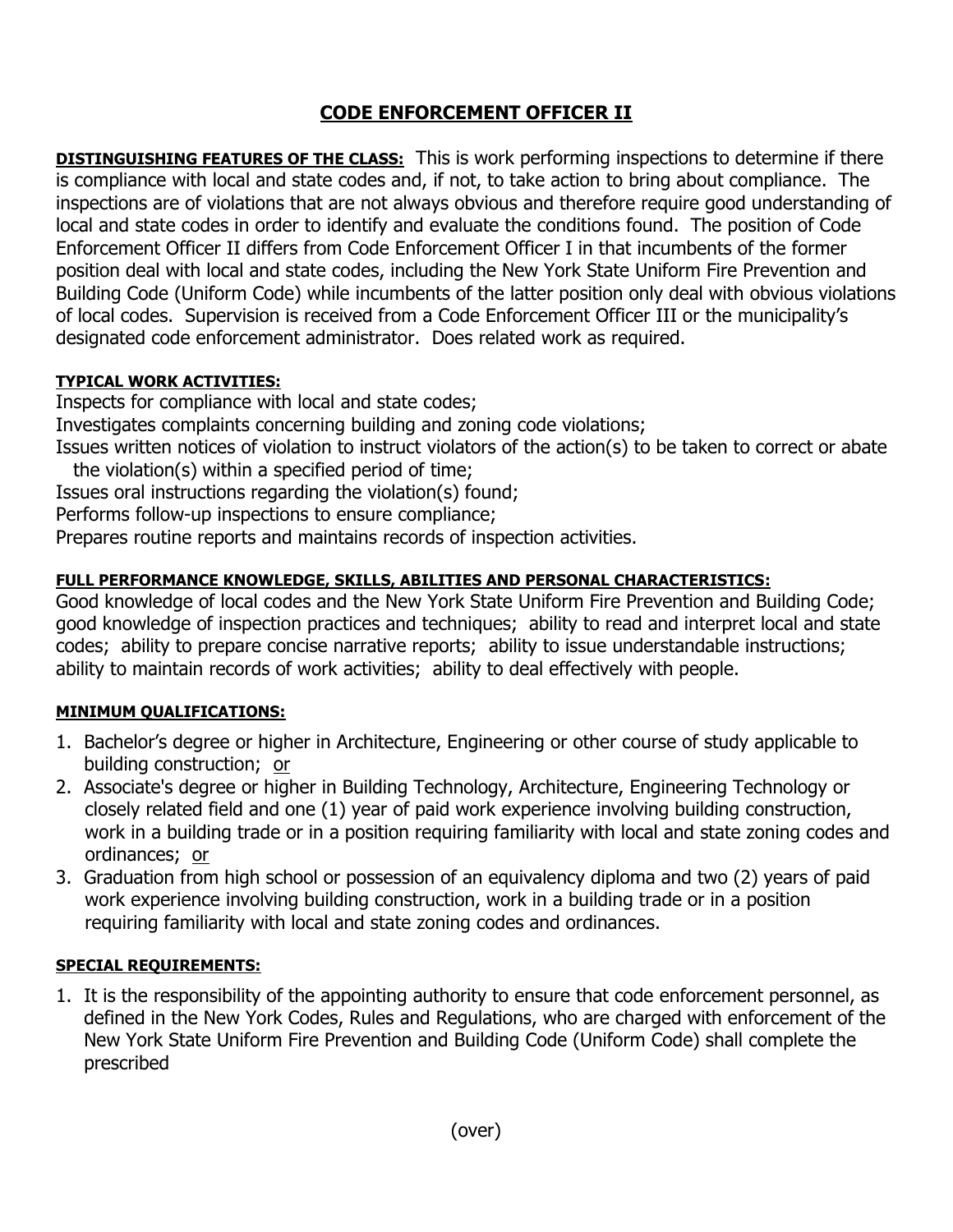# CODE ENFORCEMENT OFFICER II

**DISTINGUISHING FEATURES OF THE CLASS:** This is work performing inspections to determine if there is compliance with local and state codes and, if not, to take action to bring about compliance. The inspections are of violations that are not always obvious and therefore require good understanding of local and state codes in order to identify and evaluate the conditions found. The position of Code Enforcement Officer II differs from Code Enforcement Officer I in that incumbents of the former position deal with local and state codes, including the New York State Uniform Fire Prevention and Building Code (Uniform Code) while incumbents of the latter position only deal with obvious violations of local codes. Supervision is received from a Code Enforcement Officer III or the municipality's designated code enforcement administrator. Does related work as required.

**TYPICAL WORK ACTIVITIES:**

Inspects for compliance with local and state codes;
Investigates complaints concerning building and zoning code violations;
Issues written notices of violation to instruct violators of the action(s) to be taken to correct or abate the violation(s) within a specified period of time;
Issues oral instructions regarding the violation(s) found;
Performs follow-up inspections to ensure compliance;
Prepares routine reports and maintains records of inspection activities.

**FULL PERFORMANCE KNOWLEDGE, SKILLS, ABILITIES AND PERSONAL CHARACTERISTICS:**

Good knowledge of local codes and the New York State Uniform Fire Prevention and Building Code; good knowledge of inspection practices and techniques; ability to read and interpret local and state codes; ability to prepare concise narrative reports; ability to issue understandable instructions; ability to maintain records of work activities; ability to deal effectively with people.

**MINIMUM QUALIFICATIONS:**

1. Bachelor's degree or higher in Architecture, Engineering or other course of study applicable to building construction; or
2. Associate's degree or higher in Building Technology, Architecture, Engineering Technology or closely related field and one (1) year of paid work experience involving building construction, work in a building trade or in a position requiring familiarity with local and state zoning codes and ordinances; or
3. Graduation from high school or possession of an equivalency diploma and two (2) years of paid work experience involving building construction, work in a building trade or in a position requiring familiarity with local and state zoning codes and ordinances.

**SPECIAL REQUIREMENTS:**

1. It is the responsibility of the appointing authority to ensure that code enforcement personnel, as defined in the New York Codes, Rules and Regulations, who are charged with enforcement of the New York State Uniform Fire Prevention and Building Code (Uniform Code) shall complete the prescribed

(over)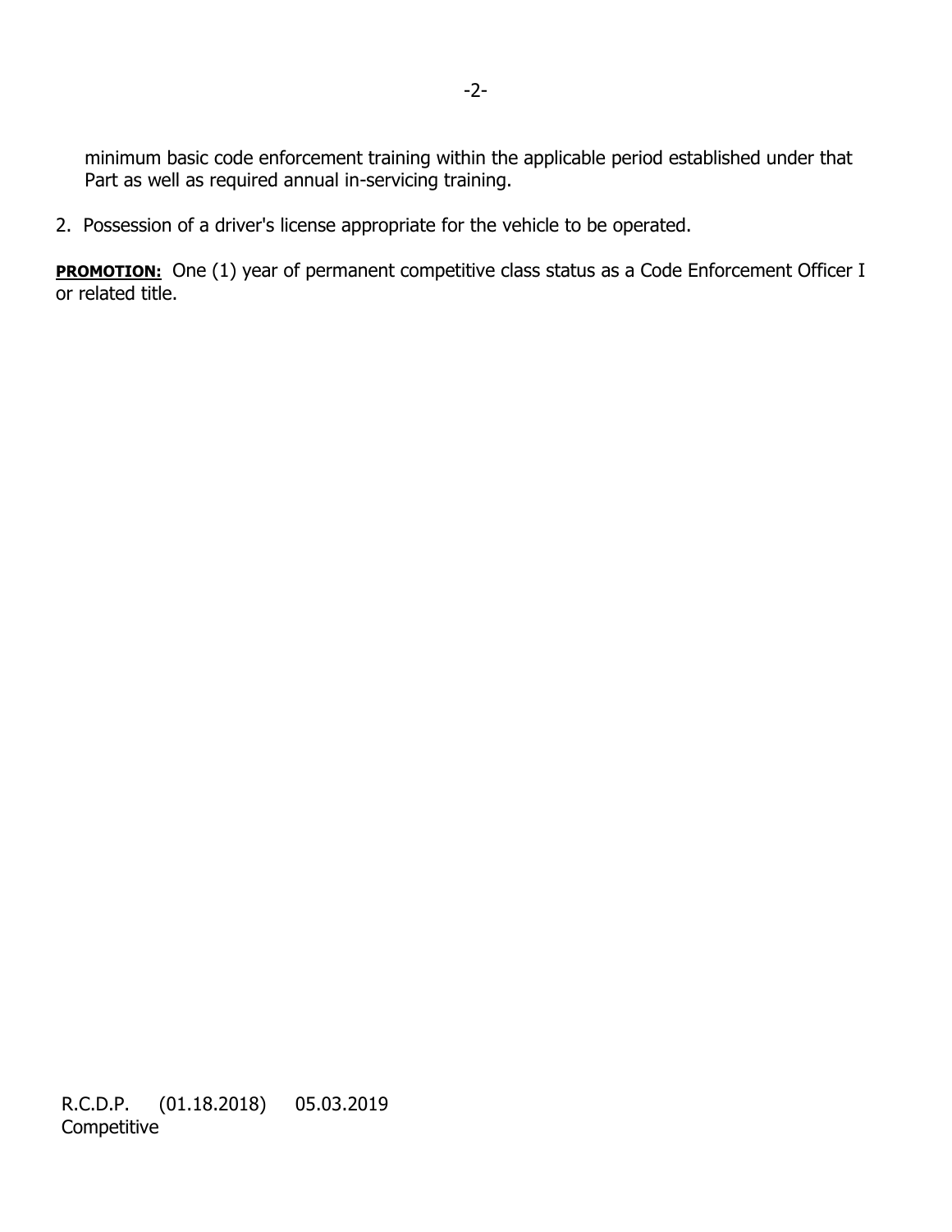minimum basic code enforcement training within the applicable period established under that Part as well as required annual in-servicing training.

2. Possession of a driver's license appropriate for the vehicle to be operated.

**PROMOTION:** One (1) year of permanent competitive class status as a Code Enforcement Officer I or related title.

R.C.D.P. (01.18.2018) 05.03.2019
Competitive